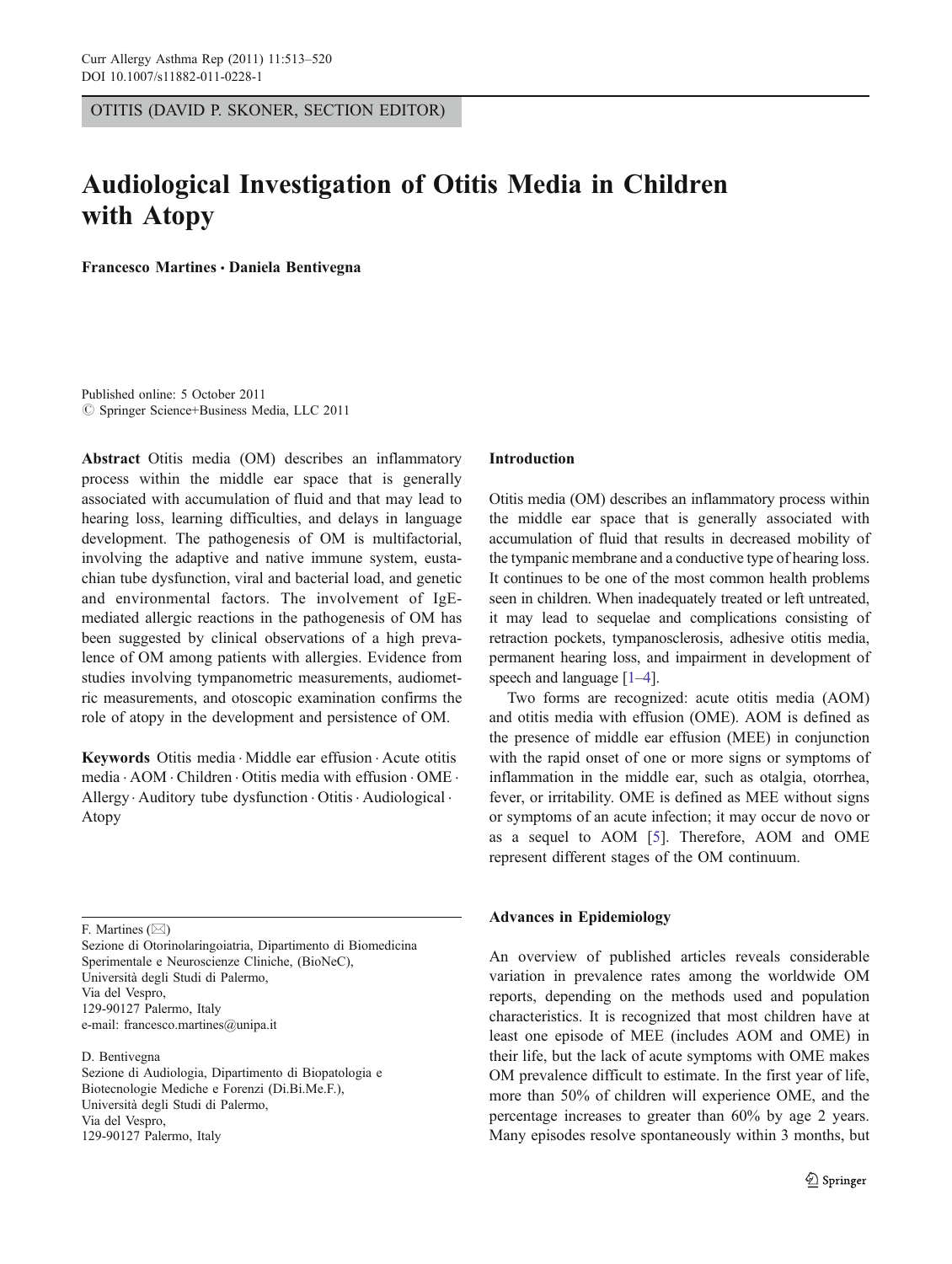OTITIS (DAVID P. SKONER, SECTION EDITOR)

# Audiological Investigation of Otitis Media in Children with Atopy

**Francesco Martines · Daniela Bentivegna**

Published online: 5 October 2011
© Springer Science+Business Media, LLC 2011

**Abstract** Otitis media (OM) describes an inflammatory process within the middle ear space that is generally associated with accumulation of fluid and that may lead to hearing loss, learning difficulties, and delays in language development. The pathogenesis of OM is multifactorial, involving the adaptive and native immune system, eustachian tube dysfunction, viral and bacterial load, and genetic and environmental factors. The involvement of IgE-mediated allergic reactions in the pathogenesis of OM has been suggested by clinical observations of a high prevalence of OM among patients with allergies. Evidence from studies involving tympanometric measurements, audiometric measurements, and otoscopic examination confirms the role of atopy in the development and persistence of OM.

**Keywords** Otitis media · Middle ear effusion · Acute otitis media · AOM · Children · Otitis media with effusion · OME · Allergy · Auditory tube dysfunction · Otitis · Audiological · Atopy

F. Martines (✉)
Sezione di Otorinolaringoiatria, Dipartimento di Biomedicina Sperimentale e Neuroscienze Cliniche, (BioNeC),
Università degli Studi di Palermo,
Via del Vespro,
129-90127 Palermo, Italy
e-mail: francesco.martines@unipa.it

D. Bentivegna
Sezione di Audiologia, Dipartimento di Biopatologia e Biotecnologie Mediche e Forenzi (Di.Bi.Me.F.),
Università degli Studi di Palermo,
Via del Vespro,
129-90127 Palermo, Italy

## Introduction

Otitis media (OM) describes an inflammatory process within the middle ear space that is generally associated with accumulation of fluid that results in decreased mobility of the tympanic membrane and a conductive type of hearing loss. It continues to be one of the most common health problems seen in children. When inadequately treated or left untreated, it may lead to sequelae and complications consisting of retraction pockets, tympanosclerosis, adhesive otitis media, permanent hearing loss, and impairment in development of speech and language [1–4].

Two forms are recognized: acute otitis media (AOM) and otitis media with effusion (OME). AOM is defined as the presence of middle ear effusion (MEE) in conjunction with the rapid onset of one or more signs or symptoms of inflammation in the middle ear, such as otalgia, otorrhea, fever, or irritability. OME is defined as MEE without signs or symptoms of an acute infection; it may occur de novo or as a sequel to AOM [5]. Therefore, AOM and OME represent different stages of the OM continuum.

## Advances in Epidemiology

An overview of published articles reveals considerable variation in prevalence rates among the worldwide OM reports, depending on the methods used and population characteristics. It is recognized that most children have at least one episode of MEE (includes AOM and OME) in their life, but the lack of acute symptoms with OME makes OM prevalence difficult to estimate. In the first year of life, more than 50% of children will experience OME, and the percentage increases to greater than 60% by age 2 years. Many episodes resolve spontaneously within 3 months, but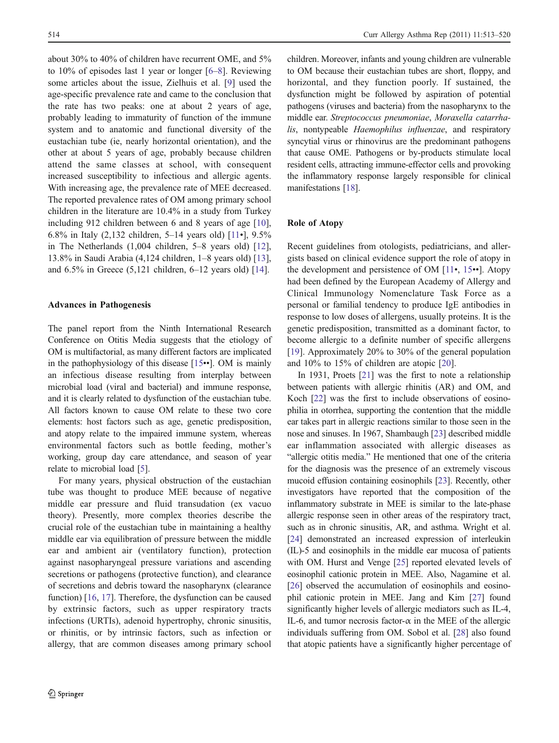about 30% to 40% of children have recurrent OME, and 5% to 10% of episodes last 1 year or longer [6–8]. Reviewing some articles about the issue, Zielhuis et al. [9] used the age-specific prevalence rate and came to the conclusion that the rate has two peaks: one at about 2 years of age, probably leading to immaturity of function of the immune system and to anatomic and functional diversity of the eustachian tube (ie, nearly horizontal orientation), and the other at about 5 years of age, probably because children attend the same classes at school, with consequent increased susceptibility to infectious and allergic agents. With increasing age, the prevalence rate of MEE decreased. The reported prevalence rates of OM among primary school children in the literature are 10.4% in a study from Turkey including 912 children between 6 and 8 years of age [10], 6.8% in Italy (2,132 children, 5–14 years old) [11•], 9.5% in The Netherlands (1,004 children, 5–8 years old) [12], 13.8% in Saudi Arabia (4,124 children, 1–8 years old) [13], and 6.5% in Greece (5,121 children, 6–12 years old) [14].

## Advances in Pathogenesis

The panel report from the Ninth International Research Conference on Otitis Media suggests that the etiology of OM is multifactorial, as many different factors are implicated in the pathophysiology of this disease [15••]. OM is mainly an infectious disease resulting from interplay between microbial load (viral and bacterial) and immune response, and it is clearly related to dysfunction of the eustachian tube. All factors known to cause OM relate to these two core elements: host factors such as age, genetic predisposition, and atopy relate to the impaired immune system, whereas environmental factors such as bottle feeding, mother's working, group day care attendance, and season of year relate to microbial load [5].

For many years, physical obstruction of the eustachian tube was thought to produce MEE because of negative middle ear pressure and fluid transudation (ex vacuo theory). Presently, more complex theories describe the crucial role of the eustachian tube in maintaining a healthy middle ear via equilibration of pressure between the middle ear and ambient air (ventilatory function), protection against nasopharyngeal pressure variations and ascending secretions or pathogens (protective function), and clearance of secretions and debris toward the nasopharynx (clearance function) [16, 17]. Therefore, the dysfunction can be caused by extrinsic factors, such as upper respiratory tracts infections (URTIs), adenoid hypertrophy, chronic sinusitis, or rhinitis, or by intrinsic factors, such as infection or allergy, that are common diseases among primary school children. Moreover, infants and young children are vulnerable to OM because their eustachian tubes are short, floppy, and horizontal, and they function poorly. If sustained, the dysfunction might be followed by aspiration of potential pathogens (viruses and bacteria) from the nasopharynx to the middle ear. *Streptococcus pneumoniae*, *Moraxella catarrhalis*, nontypeable *Haemophilus influenzae*, and respiratory syncytial virus or rhinovirus are the predominant pathogens that cause OME. Pathogens or by-products stimulate local resident cells, attracting immune-effector cells and provoking the inflammatory response largely responsible for clinical manifestations [18].

## Role of Atopy

Recent guidelines from otologists, pediatricians, and allergists based on clinical evidence support the role of atopy in the development and persistence of OM [11•, 15••]. Atopy had been defined by the European Academy of Allergy and Clinical Immunology Nomenclature Task Force as a personal or familial tendency to produce IgE antibodies in response to low doses of allergens, usually proteins. It is the genetic predisposition, transmitted as a dominant factor, to become allergic to a definite number of specific allergens [19]. Approximately 20% to 30% of the general population and 10% to 15% of children are atopic [20].

In 1931, Proets [21] was the first to note a relationship between patients with allergic rhinitis (AR) and OM, and Koch [22] was the first to include observations of eosinophilia in otorrhea, supporting the contention that the middle ear takes part in allergic reactions similar to those seen in the nose and sinuses. In 1967, Shambaugh [23] described middle ear inflammation associated with allergic diseases as "allergic otitis media." He mentioned that one of the criteria for the diagnosis was the presence of an extremely viscous mucoid effusion containing eosinophils [23]. Recently, other investigators have reported that the composition of the inflammatory substrate in MEE is similar to the late-phase allergic response seen in other areas of the respiratory tract, such as in chronic sinusitis, AR, and asthma. Wright et al. [24] demonstrated an increased expression of interleukin (IL)-5 and eosinophils in the middle ear mucosa of patients with OM. Hurst and Venge [25] reported elevated levels of eosinophil cationic protein in MEE. Also, Nagamine et al. [26] observed the accumulation of eosinophils and eosinophil cationic protein in MEE. Jang and Kim [27] found significantly higher levels of allergic mediators such as IL-4, IL-6, and tumor necrosis factor-$\alpha$ in the MEE of the allergic individuals suffering from OM. Sobol et al. [28] also found that atopic patients have a significantly higher percentage of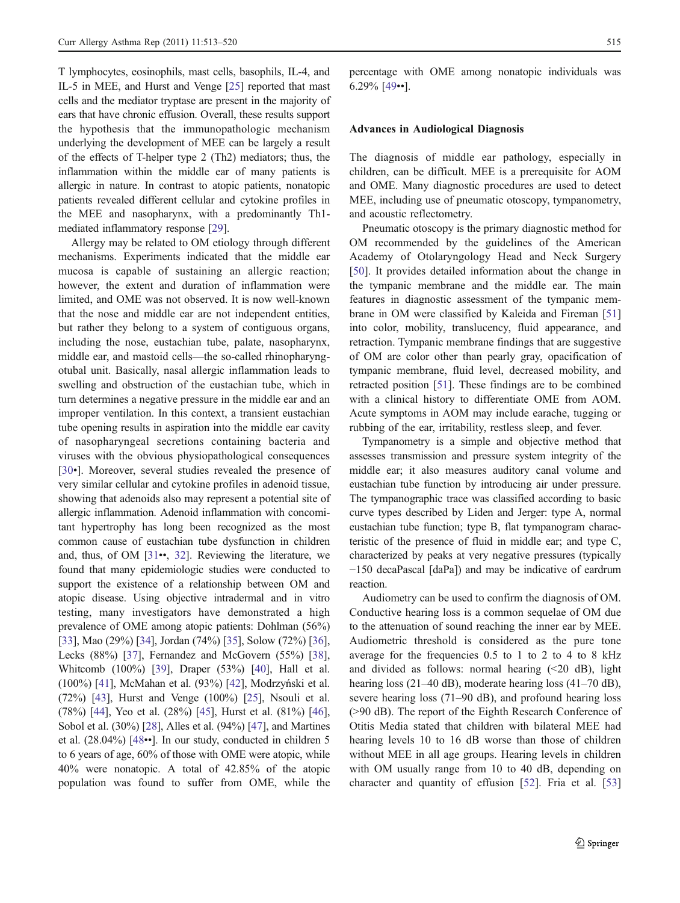T lymphocytes, eosinophils, mast cells, basophils, IL-4, and IL-5 in MEE, and Hurst and Venge [25] reported that mast cells and the mediator tryptase are present in the majority of ears that have chronic effusion. Overall, these results support the hypothesis that the immunopathologic mechanism underlying the development of MEE can be largely a result of the effects of T-helper type 2 (Th2) mediators; thus, the inflammation within the middle ear of many patients is allergic in nature. In contrast to atopic patients, nonatopic patients revealed different cellular and cytokine profiles in the MEE and nasopharynx, with a predominantly Th1-mediated inflammatory response [29].

Allergy may be related to OM etiology through different mechanisms. Experiments indicated that the middle ear mucosa is capable of sustaining an allergic reaction; however, the extent and duration of inflammation were limited, and OME was not observed. It is now well-known that the nose and middle ear are not independent entities, but rather they belong to a system of contiguous organs, including the nose, eustachian tube, palate, nasopharynx, middle ear, and mastoid cells—the so-called rhinopharyngotubal unit. Basically, nasal allergic inflammation leads to swelling and obstruction of the eustachian tube, which in turn determines a negative pressure in the middle ear and an improper ventilation. In this context, a transient eustachian tube opening results in aspiration into the middle ear cavity of nasopharyngeal secretions containing bacteria and viruses with the obvious physiopathological consequences [30•]. Moreover, several studies revealed the presence of very similar cellular and cytokine profiles in adenoid tissue, showing that adenoids also may represent a potential site of allergic inflammation. Adenoid inflammation with concomitant hypertrophy has long been recognized as the most common cause of eustachian tube dysfunction in children and, thus, of OM [31••, 32]. Reviewing the literature, we found that many epidemiologic studies were conducted to support the existence of a relationship between OM and atopic disease. Using objective intradermal and in vitro testing, many investigators have demonstrated a high prevalence of OME among atopic patients: Dohlman (56%) [33], Mao (29%) [34], Jordan (74%) [35], Solow (72%) [36], Lecks (88%) [37], Fernandez and McGovern (55%) [38], Whitcomb (100%) [39], Draper (53%) [40], Hall et al. (100%) [41], McMahan et al. (93%) [42], Modrzyński et al. (72%) [43], Hurst and Venge (100%) [25], Nsouli et al. (78%) [44], Yeo et al. (28%) [45], Hurst et al. (81%) [46], Sobol et al. (30%) [28], Alles et al. (94%) [47], and Martines et al. (28.04%) [48••]. In our study, conducted in children 5 to 6 years of age, 60% of those with OME were atopic, while 40% were nonatopic. A total of 42.85% of the atopic population was found to suffer from OME, while the percentage with OME among nonatopic individuals was 6.29% [49••].

## Advances in Audiological Diagnosis

The diagnosis of middle ear pathology, especially in children, can be difficult. MEE is a prerequisite for AOM and OME. Many diagnostic procedures are used to detect MEE, including use of pneumatic otoscopy, tympanometry, and acoustic reflectometry.

Pneumatic otoscopy is the primary diagnostic method for OM recommended by the guidelines of the American Academy of Otolaryngology Head and Neck Surgery [50]. It provides detailed information about the change in the tympanic membrane and the middle ear. The main features in diagnostic assessment of the tympanic membrane in OM were classified by Kaleida and Fireman [51] into color, mobility, translucency, fluid appearance, and retraction. Tympanic membrane findings that are suggestive of OM are color other than pearly gray, opacification of tympanic membrane, fluid level, decreased mobility, and retracted position [51]. These findings are to be combined with a clinical history to differentiate OME from AOM. Acute symptoms in AOM may include earache, tugging or rubbing of the ear, irritability, restless sleep, and fever.

Tympanometry is a simple and objective method that assesses transmission and pressure system integrity of the middle ear; it also measures auditory canal volume and eustachian tube function by introducing air under pressure. The tympanographic trace was classified according to basic curve types described by Liden and Jerger: type A, normal eustachian tube function; type B, flat tympanogram characteristic of the presence of fluid in middle ear; and type C, characterized by peaks at very negative pressures (typically −150 decaPascal [daPa]) and may be indicative of eardrum reaction.

Audiometry can be used to confirm the diagnosis of OM. Conductive hearing loss is a common sequelae of OM due to the attenuation of sound reaching the inner ear by MEE. Audiometric threshold is considered as the pure tone average for the frequencies 0.5 to 1 to 2 to 4 to 8 kHz and divided as follows: normal hearing (<20 dB), light hearing loss (21–40 dB), moderate hearing loss (41–70 dB), severe hearing loss (71–90 dB), and profound hearing loss (>90 dB). The report of the Eighth Research Conference of Otitis Media stated that children with bilateral MEE had hearing levels 10 to 16 dB worse than those of children without MEE in all age groups. Hearing levels in children with OM usually range from 10 to 40 dB, depending on character and quantity of effusion [52]. Fria et al. [53]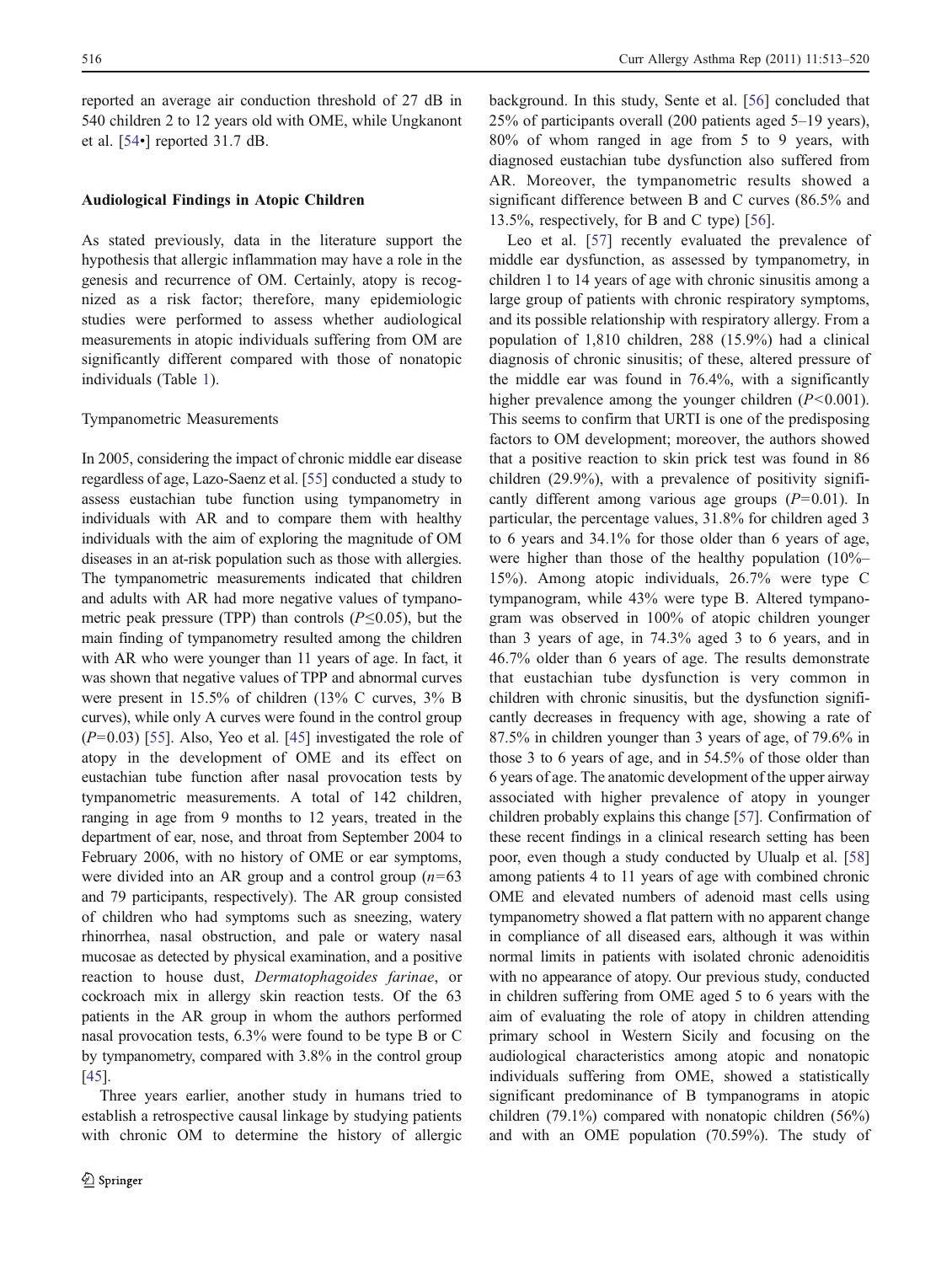reported an average air conduction threshold of 27 dB in 540 children 2 to 12 years old with OME, while Ungkanont et al. [54•] reported 31.7 dB.

## Audiological Findings in Atopic Children

As stated previously, data in the literature support the hypothesis that allergic inflammation may have a role in the genesis and recurrence of OM. Certainly, atopy is recognized as a risk factor; therefore, many epidemiologic studies were performed to assess whether audiological measurements in atopic individuals suffering from OM are significantly different compared with those of nonatopic individuals (Table 1).

### Tympanometric Measurements

In 2005, considering the impact of chronic middle ear disease regardless of age, Lazo-Saenz et al. [55] conducted a study to assess eustachian tube function using tympanometry in individuals with AR and to compare them with healthy individuals with the aim of exploring the magnitude of OM diseases in an at-risk population such as those with allergies. The tympanometric measurements indicated that children and adults with AR had more negative values of tympanometric peak pressure (TPP) than controls ($P \leq 0.05$), but the main finding of tympanometry resulted among the children with AR who were younger than 11 years of age. In fact, it was shown that negative values of TPP and abnormal curves were present in 15.5% of children (13% C curves, 3% B curves), while only A curves were found in the control group ($P = 0.03$) [55]. Also, Yeo et al. [45] investigated the role of atopy in the development of OME and its effect on eustachian tube function after nasal provocation tests by tympanometric measurements. A total of 142 children, ranging in age from 9 months to 12 years, treated in the department of ear, nose, and throat from September 2004 to February 2006, with no history of OME or ear symptoms, were divided into an AR group and a control group ($n = 63$ and 79 participants, respectively). The AR group consisted of children who had symptoms such as sneezing, watery rhinorrhea, nasal obstruction, and pale or watery nasal mucosae as detected by physical examination, and a positive reaction to house dust, *Dermatophagoides farinae*, or cockroach mix in allergy skin reaction tests. Of the 63 patients in the AR group in whom the authors performed nasal provocation tests, 6.3% were found to be type B or C by tympanometry, compared with 3.8% in the control group [45].

Three years earlier, another study in humans tried to establish a retrospective causal linkage by studying patients with chronic OM to determine the history of allergic background. In this study, Sente et al. [56] concluded that 25% of participants overall (200 patients aged 5–19 years), 80% of whom ranged in age from 5 to 9 years, with diagnosed eustachian tube dysfunction also suffered from AR. Moreover, the tympanometric results showed a significant difference between B and C curves (86.5% and 13.5%, respectively, for B and C type) [56].

Leo et al. [57] recently evaluated the prevalence of middle ear dysfunction, as assessed by tympanometry, in children 1 to 14 years of age with chronic sinusitis among a large group of patients with chronic respiratory symptoms, and its possible relationship with respiratory allergy. From a population of 1,810 children, 288 (15.9%) had a clinical diagnosis of chronic sinusitis; of these, altered pressure of the middle ear was found in 76.4%, with a significantly higher prevalence among the younger children ($P < 0.001$). This seems to confirm that URTI is one of the predisposing factors to OM development; moreover, the authors showed that a positive reaction to skin prick test was found in 86 children (29.9%), with a prevalence of positivity significantly different among various age groups ($P = 0.01$). In particular, the percentage values, 31.8% for children aged 3 to 6 years and 34.1% for those older than 6 years of age, were higher than those of the healthy population (10%–15%). Among atopic individuals, 26.7% were type C tympanogram, while 43% were type B. Altered tympanogram was observed in 100% of atopic children younger than 3 years of age, in 74.3% aged 3 to 6 years, and in 46.7% older than 6 years of age. The results demonstrate that eustachian tube dysfunction is very common in children with chronic sinusitis, but the dysfunction significantly decreases in frequency with age, showing a rate of 87.5% in children younger than 3 years of age, of 79.6% in those 3 to 6 years of age, and in 54.5% of those older than 6 years of age. The anatomic development of the upper airway associated with higher prevalence of atopy in younger children probably explains this change [57]. Confirmation of these recent findings in a clinical research setting has been poor, even though a study conducted by Ulualp et al. [58] among patients 4 to 11 years of age with combined chronic OME and elevated numbers of adenoid mast cells using tympanometry showed a flat pattern with no apparent change in compliance of all diseased ears, although it was within normal limits in patients with isolated chronic adenoiditis with no appearance of atopy. Our previous study, conducted in children suffering from OME aged 5 to 6 years with the aim of evaluating the role of atopy in children attending primary school in Western Sicily and focusing on the audiological characteristics among atopic and nonatopic individuals suffering from OME, showed a statistically significant predominance of B tympanograms in atopic children (79.1%) compared with nonatopic children (56%) and with an OME population (70.59%). The study of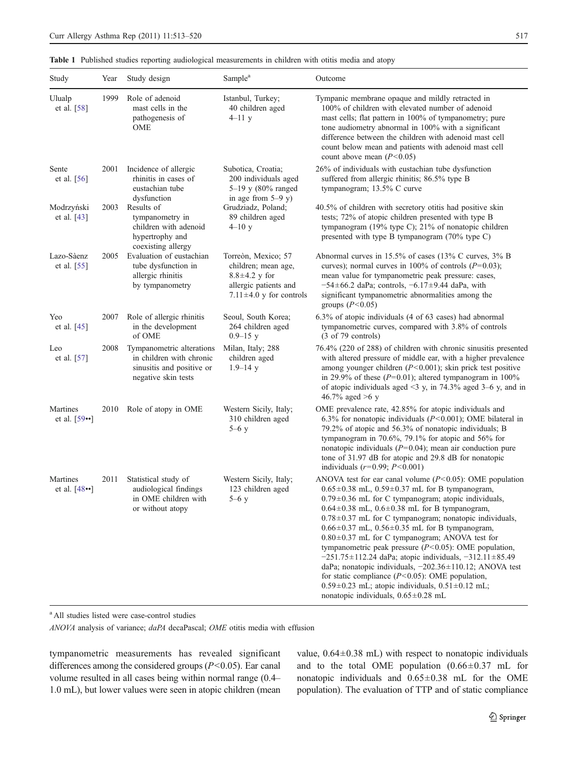**Table 1** Published studies reporting audiological measurements in children with otitis media and atopy

| Study | Year | Study design | Sample[a] | Outcome |
|---|---|---|---|---|
| Ulualp et al. [58] | 1999 | Role of adenoid mast cells in the pathogenesis of OME | Istanbul, Turkey; 40 children aged 4–11 y | Tympanic membrane opaque and mildly retracted in 100% of children with elevated number of adenoid mast cells; flat pattern in 100% of tympanometry; pure tone audiometry abnormal in 100% with a significant difference between the children with adenoid mast cell count below mean and patients with adenoid mast cell count above mean ($P<0.05$) |
| Sente et al. [56] | 2001 | Incidence of allergic rhinitis in cases of eustachian tube dysfunction | Subotica, Croatia; 200 individuals aged 5–19 y (80% ranged in age from 5–9 y) | 26% of individuals with eustachian tube dysfunction suffered from allergic rhinitis; 86.5% type B tympanogram; 13.5% C curve |
| Modrzyński et al. [43] | 2003 | Results of tympanometry in children with adenoid hypertrophy and coexisting allergy | Grudziadz, Poland; 89 children aged 4–10 y | 40.5% of children with secretory otitis had positive skin tests; 72% of atopic children presented with type B tympanogram (19% type C); 21% of nonatopic children presented with type B tympanogram (70% type C) |
| Lazo-Sàenz et al. [55] | 2005 | Evaluation of eustachian tube dysfunction in allergic rhinitis by tympanometry | Torreòn, Mexico; 57 children; mean age, 8.8±4.2 y for allergic patients and 7.11±4.0 y for controls | Abnormal curves in 15.5% of cases (13% C curves, 3% B curves); normal curves in 100% of controls ($P=0.03$); mean value for tympanometric peak pressure: cases, −54±66.2 daPa; controls, −6.17±9.44 daPa, with significant tympanometric abnormalities among the groups ($P<0.05$) |
| Yeo et al. [45] | 2007 | Role of allergic rhinitis in the development of OME | Seoul, South Korea; 264 children aged 0.9–15 y | 6.3% of atopic individuals (4 of 63 cases) had abnormal tympanometric curves, compared with 3.8% of controls (3 of 79 controls) |
| Leo et al. [57] | 2008 | Tympanometric alterations in children with chronic sinusitis and positive or negative skin tests | Milan, Italy; 288 children aged 1.9–14 y | 76.4% (220 of 288) of children with chronic sinusitis presented with altered pressure of middle ear, with a higher prevalence among younger children ($P<0.001$); skin prick test positive in 29.9% of these ($P=0.01$); altered tympanogram in 100% of atopic individuals aged <3 y, in 74.3% aged 3–6 y, and in 46.7% aged >6 y |
| Martines et al. [59••] | 2010 | Role of atopy in OME | Western Sicily, Italy; 310 children aged 5–6 y | OME prevalence rate, 42.85% for atopic individuals and 6.3% for nonatopic individuals ($P<0.001$); OME bilateral in 79.2% of atopic and 56.3% of nonatopic individuals; B tympanogram in 70.6%, 79.1% for atopic and 56% for nonatopic individuals ($P=0.04$); mean air conduction pure tone of 31.97 dB for atopic and 29.8 dB for nonatopic individuals ($r=0.99$; $P<0.001$) |
| Martines et al. [48••] | 2011 | Statistical study of audiological findings in OME children with or without atopy | Western Sicily, Italy; 123 children aged 5–6 y | ANOVA test for ear canal volume ($P<0.05$): OME population 0.65±0.38 mL, 0.59±0.37 mL for B tympanogram, 0.79±0.36 mL for C tympanogram; atopic individuals, 0.64±0.38 mL, 0.6±0.38 mL for B tympanogram, 0.78±0.37 mL for C tympanogram; nonatopic individuals, 0.66±0.37 mL, 0.56±0.35 mL for B tympanogram, 0.80±0.37 mL for C tympanogram; ANOVA test for tympanometric peak pressure ($P<0.05$): OME population, −251.75±112.24 daPa; atopic individuals, −312.11±85.49 daPa; nonatopic individuals, −202.36±110.12; ANOVA test for static compliance ($P<0.05$): OME population, 0.59±0.23 mL; atopic individuals, 0.51±0.12 mL; nonatopic individuals, 0.65±0.28 mL |

[a] All studies listed were case-control studies

*ANOVA* analysis of variance; *daPA* decaPascal; *OME* otitis media with effusion

tympanometric measurements has revealed significant differences among the considered groups ($P<0.05$). Ear canal volume resulted in all cases being within normal range (0.4–1.0 mL), but lower values were seen in atopic children (mean value, 0.64±0.38 mL) with respect to nonatopic individuals and to the total OME population (0.66±0.37 mL for nonatopic individuals and 0.65±0.38 mL for the OME population). The evaluation of TTP and of static compliance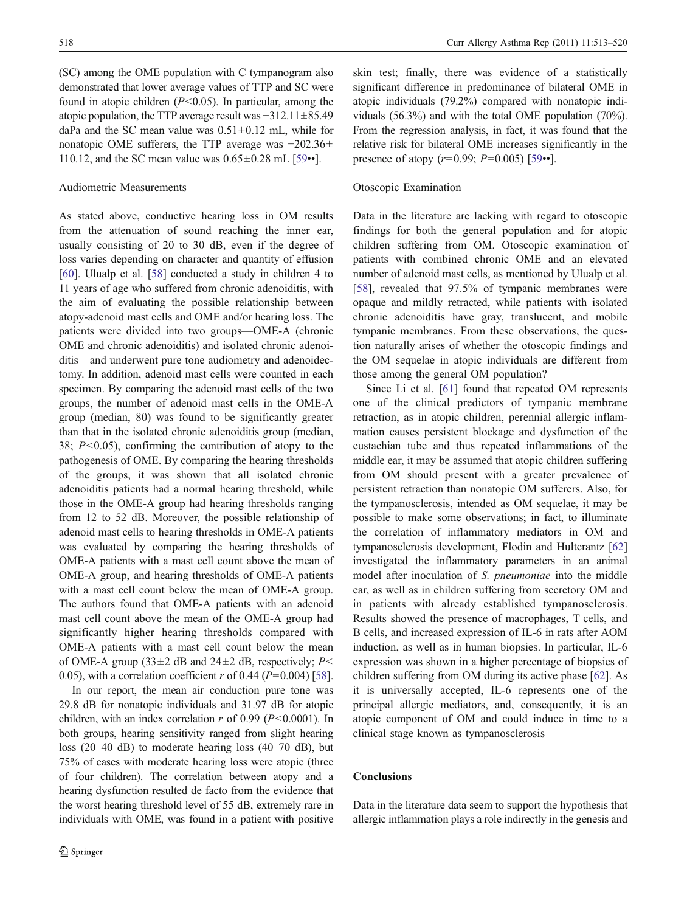(SC) among the OME population with C tympanogram also demonstrated that lower average values of TTP and SC were found in atopic children ($P<0.05$). In particular, among the atopic population, the TTP average result was −312.11±85.49 daPa and the SC mean value was 0.51±0.12 mL, while for nonatopic OME sufferers, the TTP average was −202.36±110.12, and the SC mean value was 0.65±0.28 mL [59••].

### Audiometric Measurements

As stated above, conductive hearing loss in OM results from the attenuation of sound reaching the inner ear, usually consisting of 20 to 30 dB, even if the degree of loss varies depending on character and quantity of effusion [60]. Ulualp et al. [58] conducted a study in children 4 to 11 years of age who suffered from chronic adenoiditis, with the aim of evaluating the possible relationship between atopy-adenoid mast cells and OME and/or hearing loss. The patients were divided into two groups—OME-A (chronic OME and chronic adenoiditis) and isolated chronic adenoiditis—and underwent pure tone audiometry and adenoidectomy. In addition, adenoid mast cells were counted in each specimen. By comparing the adenoid mast cells of the two groups, the number of adenoid mast cells in the OME-A group (median, 80) was found to be significantly greater than that in the isolated chronic adenoiditis group (median, 38; $P<0.05$), confirming the contribution of atopy to the pathogenesis of OME. By comparing the hearing thresholds of the groups, it was shown that all isolated chronic adenoiditis patients had a normal hearing threshold, while those in the OME-A group had hearing thresholds ranging from 12 to 52 dB. Moreover, the possible relationship of adenoid mast cells to hearing thresholds in OME-A patients was evaluated by comparing the hearing thresholds of OME-A patients with a mast cell count above the mean of OME-A group, and hearing thresholds of OME-A patients with a mast cell count below the mean of OME-A group. The authors found that OME-A patients with an adenoid mast cell count above the mean of the OME-A group had significantly higher hearing thresholds compared with OME-A patients with a mast cell count below the mean of OME-A group (33±2 dB and 24±2 dB, respectively; $P<0.05$), with a correlation coefficient $r$ of 0.44 ($P=0.004$) [58].

In our report, the mean air conduction pure tone was 29.8 dB for nonatopic individuals and 31.97 dB for atopic children, with an index correlation $r$ of 0.99 ($P<0.0001$). In both groups, hearing sensitivity ranged from slight hearing loss (20–40 dB) to moderate hearing loss (40–70 dB), but 75% of cases with moderate hearing loss were atopic (three of four children). The correlation between atopy and a hearing dysfunction resulted de facto from the evidence that the worst hearing threshold level of 55 dB, extremely rare in individuals with OME, was found in a patient with positive skin test; finally, there was evidence of a statistically significant difference in predominance of bilateral OME in atopic individuals (79.2%) compared with nonatopic individuals (56.3%) and with the total OME population (70%). From the regression analysis, in fact, it was found that the relative risk for bilateral OME increases significantly in the presence of atopy ($r=0.99$; $P=0.005$) [59••].

### Otoscopic Examination

Data in the literature are lacking with regard to otoscopic findings for both the general population and for atopic children suffering from OM. Otoscopic examination of patients with combined chronic OME and an elevated number of adenoid mast cells, as mentioned by Ulualp et al. [58], revealed that 97.5% of tympanic membranes were opaque and mildly retracted, while patients with isolated chronic adenoiditis have gray, translucent, and mobile tympanic membranes. From these observations, the question naturally arises of whether the otoscopic findings and the OM sequelae in atopic individuals are different from those among the general OM population?

Since Li et al. [61] found that repeated OM represents one of the clinical predictors of tympanic membrane retraction, as in atopic children, perennial allergic inflammation causes persistent blockage and dysfunction of the eustachian tube and thus repeated inflammations of the middle ear, it may be assumed that atopic children suffering from OM should present with a greater prevalence of persistent retraction than nonatopic OM sufferers. Also, for the tympanosclerosis, intended as OM sequelae, it may be possible to make some observations; in fact, to illuminate the correlation of inflammatory mediators in OM and tympanosclerosis development, Flodin and Hultcrantz [62] investigated the inflammatory parameters in an animal model after inoculation of *S. pneumoniae* into the middle ear, as well as in children suffering from secretory OM and in patients with already established tympanosclerosis. Results showed the presence of macrophages, T cells, and B cells, and increased expression of IL-6 in rats after AOM induction, as well as in human biopsies. In particular, IL-6 expression was shown in a higher percentage of biopsies of children suffering from OM during its active phase [62]. As it is universally accepted, IL-6 represents one of the principal allergic mediators, and, consequently, it is an atopic component of OM and could induce in time to a clinical stage known as tympanosclerosis

## Conclusions

Data in the literature data seem to support the hypothesis that allergic inflammation plays a role indirectly in the genesis and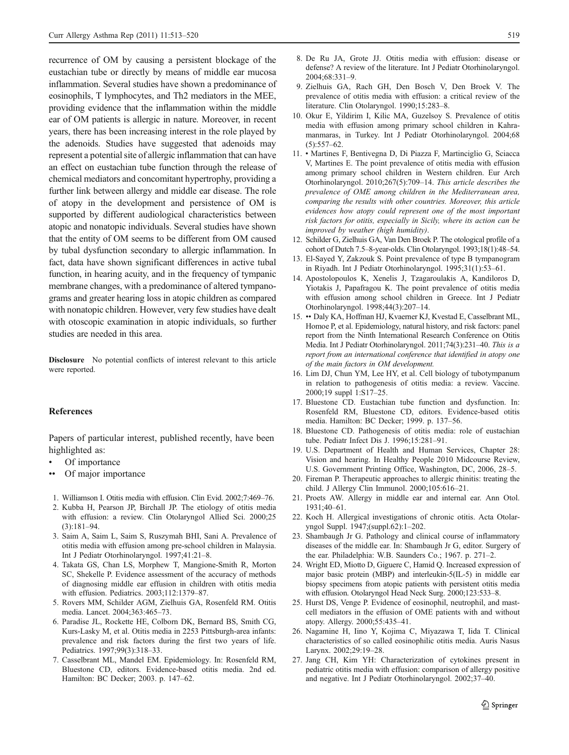recurrence of OM by causing a persistent blockage of the eustachian tube or directly by means of middle ear mucosa inflammation. Several studies have shown a predominance of eosinophils, T lymphocytes, and Th2 mediators in the MEE, providing evidence that the inflammation within the middle ear of OM patients is allergic in nature. Moreover, in recent years, there has been increasing interest in the role played by the adenoids. Studies have suggested that adenoids may represent a potential site of allergic inflammation that can have an effect on eustachian tube function through the release of chemical mediators and concomitant hypertrophy, providing a further link between allergy and middle ear disease. The role of atopy in the development and persistence of OM is supported by different audiological characteristics between atopic and nonatopic individuals. Several studies have shown that the entity of OM seems to be different from OM caused by tubal dysfunction secondary to allergic inflammation. In fact, data have shown significant differences in active tubal function, in hearing acuity, and in the frequency of tympanic membrane changes, with a predominance of altered tympanograms and greater hearing loss in atopic children as compared with nonatopic children. However, very few studies have dealt with otoscopic examination in atopic individuals, so further studies are needed in this area.

**Disclosure** No potential conflicts of interest relevant to this article were reported.

## References

Papers of particular interest, published recently, have been highlighted as:

- • Of importance
- •• Of major importance

1. Williamson I. Otitis media with effusion. Clin Evid. 2002;7:469–76.
2. Kubba H, Pearson JP, Birchall JP. The etiology of otitis media with effusion: a review. Clin Otolaryngol Allied Sci. 2000;25 (3):181–94.
3. Saim A, Saim L, Saim S, Ruszymah BHI, Sani A. Prevalence of otitis media with effusion among pre-school children in Malaysia. Int J Pediatr Otorhinolaryngol. 1997;41:21–8.
4. Takata GS, Chan LS, Morphew T, Mangione-Smith R, Morton SC, Shekelle P. Evidence assessment of the accuracy of methods of diagnosing middle ear effusion in children with otitis media with effusion. Pediatrics. 2003;112:1379–87.
5. Rovers MM, Schilder AGM, Zielhuis GA, Rosenfeld RM. Otitis media. Lancet. 2004;363:465–73.
6. Paradise JL, Rockette HE, Colborn DK, Bernard BS, Smith CG, Kurs-Lasky M, et al. Otitis media in 2253 Pittsburgh-area infants: prevalence and risk factors during the first two years of life. Pediatrics. 1997;99(3):318–33.
7. Casselbrant ML, Mandel EM. Epidemiology. In: Rosenfeld RM, Bluestone CD, editors. Evidence-based otitis media. 2nd ed. Hamilton: BC Decker; 2003. p. 147–62.
8. De Ru JA, Grote JJ. Otitis media with effusion: disease or defense? A review of the literature. Int J Pediatr Otorhinolaryngol. 2004;68:331–9.
9. Zielhuis GA, Rach GH, Den Bosch V, Den Broek V. The prevalence of otitis media with effusion: a critical review of the literature. Clin Otolaryngol. 1990;15:283–8.
10. Okur E, Yildirim I, Kilic MA, Guzelsoy S. Prevalence of otitis media with effusion among primary school children in Kahramanmaras, in Turkey. Int J Pediatr Otorhinolaryngol. 2004;68 (5):557–62.
11. • Martines F, Bentivegna D, Di Piazza F, Martinciglio G, Sciacca V, Martines E. The point prevalence of otitis media with effusion among primary school children in Western children. Eur Arch Otorhinolaryngol. 2010;267(5):709–14. *This article describes the prevalence of OME among children in the Mediterranean area, comparing the results with other countries. Moreover, this article evidences how atopy could represent one of the most important risk factors for otitis, especially in Sicily, where its action can be improved by weather (high humidity).*
12. Schilder G, Zielhuis GA, Van Den Broek P. The otological profile of a cohort of Dutch 7.5–8-year-olds. Clin Otolaryngol. 1993;18(1):48–54.
13. El-Sayed Y, Zakzouk S. Point prevalence of type B tympanogram in Riyadh. Int J Pediatr Otorhinolaryngol. 1995;31(1):53–61.
14. Apostolopoulos K, Xenelis J, Tzagaroulakis A, Kandiloros D, Yiotakis J, Papafragou K. The point prevalence of otitis media with effusion among school children in Greece. Int J Pediatr Otorhinolaryngol. 1998;44(3):207–14.
15. •• Daly KA, Hoffman HJ, Kvaerner KJ, Kvestad E, Casselbrant ML, Homoe P, et al. Epidemiology, natural history, and risk factors: panel report from the Ninth International Research Conference on Otitis Media. Int J Pediatr Otorhinolaryngol. 2011;74(3):231–40. *This is a report from an international conference that identified in atopy one of the main factors in OM development.*
16. Lim DJ, Chun YM, Lee HY, et al. Cell biology of tubotympanum in relation to pathogenesis of otitis media: a review. Vaccine. 2000;19 suppl 1:S17–25.
17. Bluestone CD. Eustachian tube function and dysfunction. In: Rosenfeld RM, Bluestone CD, editors. Evidence-based otitis media. Hamilton: BC Decker; 1999. p. 137–56.
18. Bluestone CD. Pathogenesis of otitis media: role of eustachian tube. Pediatr Infect Dis J. 1996;15:281–91.
19. U.S. Department of Health and Human Services, Chapter 28: Vision and hearing. In Healthy People 2010 Midcourse Review, U.S. Government Printing Office, Washington, DC, 2006, 28–5.
20. Fireman P. Therapeutic approaches to allergic rhinitis: treating the child. J Allergy Clin Immunol. 2000;105:616–21.
21. Proets AW. Allergy in middle ear and internal ear. Ann Otol. 1931;40–61.
22. Koch H. Allergical investigations of chronic otitis. Acta Otolaryngol Suppl. 1947;(suppl.62):1–202.
23. Shambaugh Jr G. Pathology and clinical course of inflammatory diseases of the middle ear. In: Shambaugh Jr G, editor. Surgery of the ear. Philadelphia: W.B. Saunders Co.; 1967. p. 271–2.
24. Wright ED, Miotto D, Giguere C, Hamid Q. Increased expression of major basic protein (MBP) and interleukin-5(IL-5) in middle ear biopsy specimens from atopic patients with persistent otitis media with effusion. Otolaryngol Head Neck Surg. 2000;123:533–8.
25. Hurst DS, Venge P. Evidence of eosinophil, neutrophil, and mast-cell mediators in the effusion of OME patients with and without atopy. Allergy. 2000;55:435–41.
26. Nagamine H, Iino Y, Kojima C, Miyazawa T, Iida T. Clinical characteristics of so called eosinophilic otitis media. Auris Nasus Larynx. 2002;29:19–28.
27. Jang CH, Kim YH: Characterization of cytokines present in pediatric otitis media with effusion: comparison of allergy positive and negative. Int J Pediatr Otorhinolaryngol. 2002;37–40.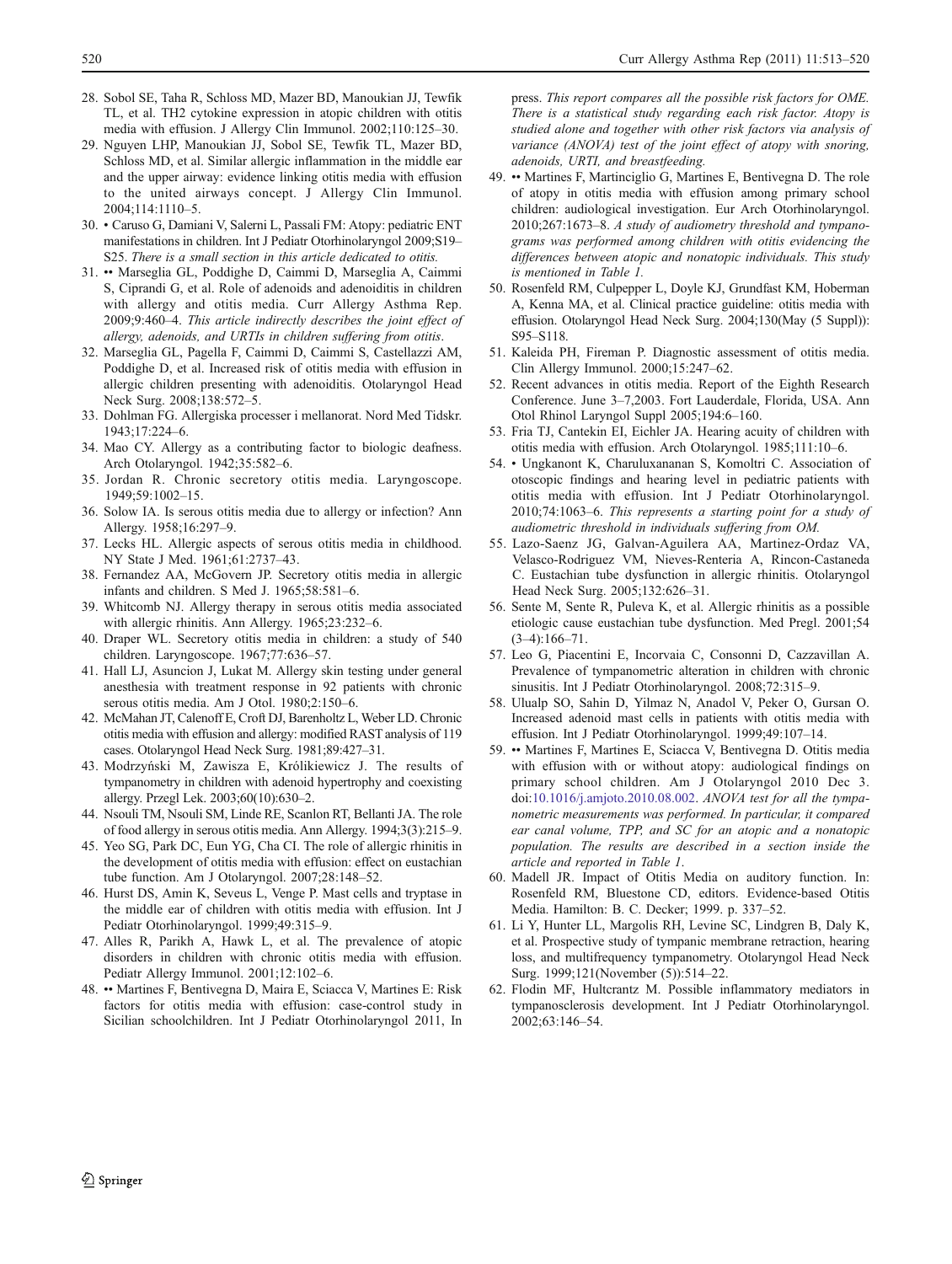28. Sobol SE, Taha R, Schloss MD, Mazer BD, Manoukian JJ, Tewfik TL, et al. TH2 cytokine expression in atopic children with otitis media with effusion. J Allergy Clin Immunol. 2002;110:125–30.
29. Nguyen LHP, Manoukian JJ, Sobol SE, Tewfik TL, Mazer BD, Schloss MD, et al. Similar allergic inflammation in the middle ear and the upper airway: evidence linking otitis media with effusion to the united airways concept. J Allergy Clin Immunol. 2004;114:1110–5.
30. • Caruso G, Damiani V, Salerni L, Passali FM: Atopy: pediatric ENT manifestations in children. Int J Pediatr Otorhinolaryngol 2009;S19–S25. *There is a small section in this article dedicated to otitis.*
31. •• Marseglia GL, Poddighe D, Caimmi D, Marseglia A, Caimmi S, Ciprandi G, et al. Role of adenoids and adenoiditis in children with allergy and otitis media. Curr Allergy Asthma Rep. 2009;9:460–4. *This article indirectly describes the joint effect of allergy, adenoids, and URTIs in children suffering from otitis.*
32. Marseglia GL, Pagella F, Caimmi D, Caimmi S, Castellazzi AM, Poddighe D, et al. Increased risk of otitis media with effusion in allergic children presenting with adenoiditis. Otolaryngol Head Neck Surg. 2008;138:572–5.
33. Dohlman FG. Allergiska processer i mellanorat. Nord Med Tidskr. 1943;17:224–6.
34. Mao CY. Allergy as a contributing factor to biologic deafness. Arch Otolaryngol. 1942;35:582–6.
35. Jordan R. Chronic secretory otitis media. Laryngoscope. 1949;59:1002–15.
36. Solow IA. Is serous otitis media due to allergy or infection? Ann Allergy. 1958;16:297–9.
37. Lecks HL. Allergic aspects of serous otitis media in childhood. NY State J Med. 1961;61:2737–43.
38. Fernandez AA, McGovern JP. Secretory otitis media in allergic infants and children. S Med J. 1965;58:581–6.
39. Whitcomb NJ. Allergy therapy in serous otitis media associated with allergic rhinitis. Ann Allergy. 1965;23:232–6.
40. Draper WL. Secretory otitis media in children: a study of 540 children. Laryngoscope. 1967;77:636–57.
41. Hall LJ, Asuncion J, Lukat M. Allergy skin testing under general anesthesia with treatment response in 92 patients with chronic serous otitis media. Am J Otol. 1980;2:150–6.
42. McMahan JT, Calenoff E, Croft DJ, Barenholtz L, Weber LD. Chronic otitis media with effusion and allergy: modified RAST analysis of 119 cases. Otolaryngol Head Neck Surg. 1981;89:427–31.
43. Modrzyński M, Zawisza E, Królikiewicz J. The results of tympanometry in children with adenoid hypertrophy and coexisting allergy. Przegl Lek. 2003;60(10):630–2.
44. Nsouli TM, Nsouli SM, Linde RE, Scanlon RT, Bellanti JA. The role of food allergy in serous otitis media. Ann Allergy. 1994;3(3):215–9.
45. Yeo SG, Park DC, Eun YG, Cha CI. The role of allergic rhinitis in the development of otitis media with effusion: effect on eustachian tube function. Am J Otolaryngol. 2007;28:148–52.
46. Hurst DS, Amin K, Seveus L, Venge P. Mast cells and tryptase in the middle ear of children with otitis media with effusion. Int J Pediatr Otorhinolaryngol. 1999;49:315–9.
47. Alles R, Parikh A, Hawk L, et al. The prevalence of atopic disorders in children with chronic otitis media with effusion. Pediatr Allergy Immunol. 2001;12:102–6.
48. •• Martines F, Bentivegna D, Maira E, Sciacca V, Martines E: Risk factors for otitis media with effusion: case-control study in Sicilian schoolchildren. Int J Pediatr Otorhinolaryngol 2011, In press. *This report compares all the possible risk factors for OME. There is a statistical study regarding each risk factor. Atopy is studied alone and together with other risk factors via analysis of variance (ANOVA) test of the joint effect of atopy with snoring, adenoids, URTI, and breastfeeding.*
49. •• Martines F, Martinciglio G, Martines E, Bentivegna D. The role of atopy in otitis media with effusion among primary school children: audiological investigation. Eur Arch Otorhinolaryngol. 2010;267:1673–8. *A study of audiometry threshold and tympanograms was performed among children with otitis evidencing the differences between atopic and nonatopic individuals. This study is mentioned in Table 1.*
50. Rosenfeld RM, Culpepper L, Doyle KJ, Grundfast KM, Hoberman A, Kenna MA, et al. Clinical practice guideline: otitis media with effusion. Otolaryngol Head Neck Surg. 2004;130(May (5 Suppl)): S95–S118.
51. Kaleida PH, Fireman P. Diagnostic assessment of otitis media. Clin Allergy Immunol. 2000;15:247–62.
52. Recent advances in otitis media. Report of the Eighth Research Conference. June 3–7,2003. Fort Lauderdale, Florida, USA. Ann Otol Rhinol Laryngol Suppl 2005;194:6–160.
53. Fria TJ, Cantekin EI, Eichler JA. Hearing acuity of children with otitis media with effusion. Arch Otolaryngol. 1985;111:10–6.
54. • Ungkanont K, Charuluxananan S, Komoltri C. Association of otoscopic findings and hearing level in pediatric patients with otitis media with effusion. Int J Pediatr Otorhinolaryngol. 2010;74:1063–6. *This represents a starting point for a study of audiometric threshold in individuals suffering from OM.*
55. Lazo-Saenz JG, Galvan-Aguilera AA, Martinez-Ordaz VA, Velasco-Rodriguez VM, Nieves-Renteria A, Rincon-Castaneda C. Eustachian tube dysfunction in allergic rhinitis. Otolaryngol Head Neck Surg. 2005;132:626–31.
56. Sente M, Sente R, Puleva K, et al. Allergic rhinitis as a possible etiologic cause eustachian tube dysfunction. Med Pregl. 2001;54 (3–4):166–71.
57. Leo G, Piacentini E, Incorvaia C, Consonni D, Cazzavillan A. Prevalence of tympanometric alteration in children with chronic sinusitis. Int J Pediatr Otorhinolaryngol. 2008;72:315–9.
58. Ulualp SO, Sahin D, Yilmaz N, Anadol V, Peker O, Gursan O. Increased adenoid mast cells in patients with otitis media with effusion. Int J Pediatr Otorhinolaryngol. 1999;49:107–14.
59. •• Martines F, Martines E, Sciacca V, Bentivegna D. Otitis media with effusion with or without atopy: audiological findings on primary school children. Am J Otolaryngol 2010 Dec 3. doi:10.1016/j.amjoto.2010.08.002. *ANOVA test for all the tympanometric measurements was performed. In particular, it compared ear canal volume, TPP, and SC for an atopic and a nonatopic population. The results are described in a section inside the article and reported in Table 1.*
60. Madell JR. Impact of Otitis Media on auditory function. In: Rosenfeld RM, Bluestone CD, editors. Evidence-based Otitis Media. Hamilton: B. C. Decker; 1999. p. 337–52.
61. Li Y, Hunter LL, Margolis RH, Levine SC, Lindgren B, Daly K, et al. Prospective study of tympanic membrane retraction, hearing loss, and multifrequency tympanometry. Otolaryngol Head Neck Surg. 1999;121(November (5)):514–22.
62. Flodin MF, Hultcrantz M. Possible inflammatory mediators in tympanosclerosis development. Int J Pediatr Otorhinolaryngol. 2002;63:146–54.